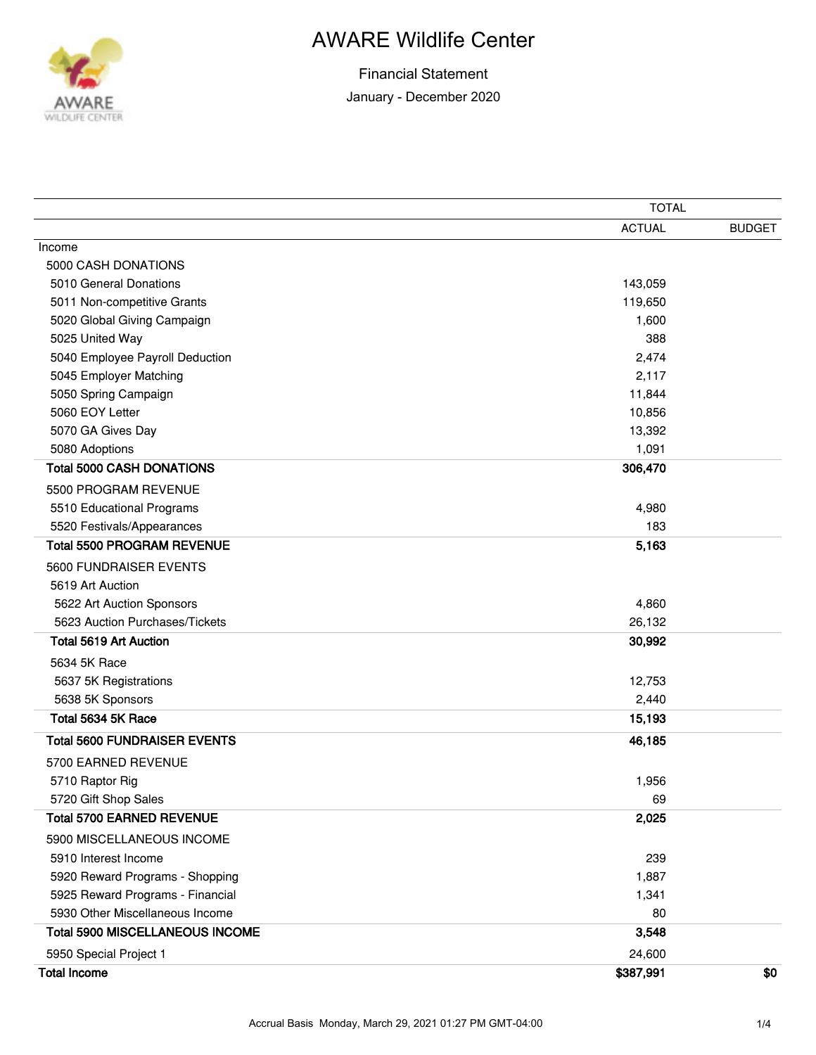# AWARE Wildlife Center

Financial Statement

January - December 2020

| | TOTAL | |
|---|---|---|
| | ACTUAL | BUDGET |
| Income | | |
| 5000 CASH DONATIONS | | |
| 5010 General Donations | 143,059 | |
| 5011 Non-competitive Grants | 119,650 | |
| 5020 Global Giving Campaign | 1,600 | |
| 5025 United Way | 388 | |
| 5040 Employee Payroll Deduction | 2,474 | |
| 5045 Employer Matching | 2,117 | |
| 5050 Spring Campaign | 11,844 | |
| 5060 EOY Letter | 10,856 | |
| 5070 GA Gives Day | 13,392 | |
| 5080 Adoptions | 1,091 | |
| **Total 5000 CASH DONATIONS** | **306,470** | |
| 5500 PROGRAM REVENUE | | |
| 5510 Educational Programs | 4,980 | |
| 5520 Festivals/Appearances | 183 | |
| **Total 5500 PROGRAM REVENUE** | **5,163** | |
| 5600 FUNDRAISER EVENTS | | |
| 5619 Art Auction | | |
| 5622 Art Auction Sponsors | 4,860 | |
| 5623 Auction Purchases/Tickets | 26,132 | |
| **Total 5619 Art Auction** | **30,992** | |
| 5634 5K Race | | |
| 5637 5K Registrations | 12,753 | |
| 5638 5K Sponsors | 2,440 | |
| **Total 5634 5K Race** | **15,193** | |
| **Total 5600 FUNDRAISER EVENTS** | **46,185** | |
| 5700 EARNED REVENUE | | |
| 5710 Raptor Rig | 1,956 | |
| 5720 Gift Shop Sales | 69 | |
| **Total 5700 EARNED REVENUE** | **2,025** | |
| 5900 MISCELLANEOUS INCOME | | |
| 5910 Interest Income | 239 | |
| 5920 Reward Programs - Shopping | 1,887 | |
| 5925 Reward Programs - Financial | 1,341 | |
| 5930 Other Miscellaneous Income | 80 | |
| **Total 5900 MISCELLANEOUS INCOME** | **3,548** | |
| 5950 Special Project 1 | 24,600 | |
| **Total Income** | **$387,991** | **$0** |

Accrual Basis Monday, March 29, 2021 01:27 PM GMT-04:00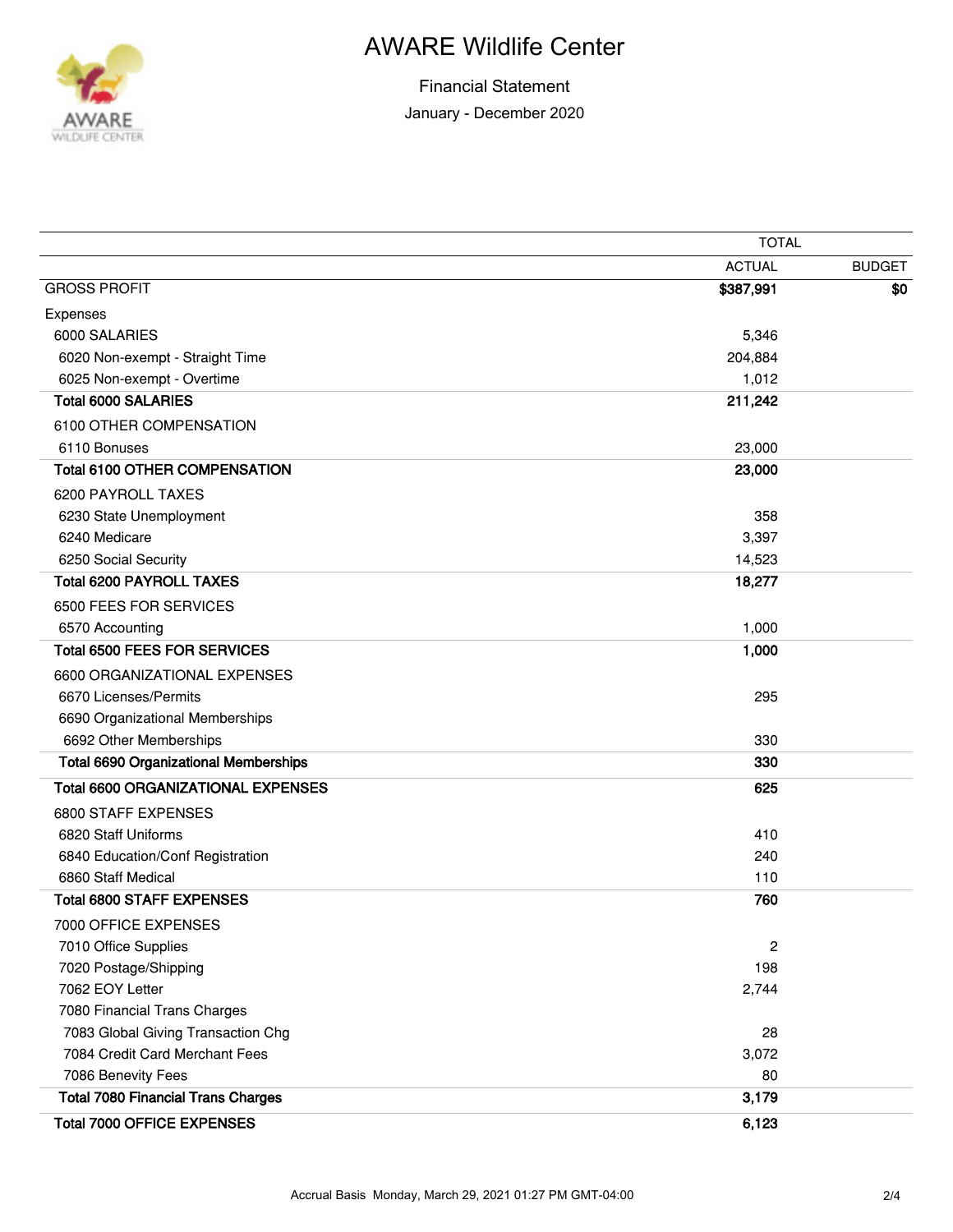# AWARE Wildlife Center

Financial Statement

January - December 2020

| | TOTAL | |
|---|---|---|
| | ACTUAL | BUDGET |
| **GROSS PROFIT** | **$387,991** | **$0** |
| Expenses | | |
| 6000 SALARIES | 5,346 | |
| 6020 Non-exempt - Straight Time | 204,884 | |
| 6025 Non-exempt - Overtime | 1,012 | |
| **Total 6000 SALARIES** | **211,242** | |
| 6100 OTHER COMPENSATION | | |
| 6110 Bonuses | 23,000 | |
| **Total 6100 OTHER COMPENSATION** | **23,000** | |
| 6200 PAYROLL TAXES | | |
| 6230 State Unemployment | 358 | |
| 6240 Medicare | 3,397 | |
| 6250 Social Security | 14,523 | |
| **Total 6200 PAYROLL TAXES** | **18,277** | |
| 6500 FEES FOR SERVICES | | |
| 6570 Accounting | 1,000 | |
| **Total 6500 FEES FOR SERVICES** | **1,000** | |
| 6600 ORGANIZATIONAL EXPENSES | | |
| 6670 Licenses/Permits | 295 | |
| 6690 Organizational Memberships | | |
| 6692 Other Memberships | 330 | |
| **Total 6690 Organizational Memberships** | **330** | |
| **Total 6600 ORGANIZATIONAL EXPENSES** | **625** | |
| 6800 STAFF EXPENSES | | |
| 6820 Staff Uniforms | 410 | |
| 6840 Education/Conf Registration | 240 | |
| 6860 Staff Medical | 110 | |
| **Total 6800 STAFF EXPENSES** | **760** | |
| 7000 OFFICE EXPENSES | | |
| 7010 Office Supplies | 2 | |
| 7020 Postage/Shipping | 198 | |
| 7062 EOY Letter | 2,744 | |
| 7080 Financial Trans Charges | | |
| 7083 Global Giving Transaction Chg | 28 | |
| 7084 Credit Card Merchant Fees | 3,072 | |
| 7086 Benevity Fees | 80 | |
| **Total 7080 Financial Trans Charges** | **3,179** | |
| **Total 7000 OFFICE EXPENSES** | **6,123** | |

Accrual Basis Monday, March 29, 2021 01:27 PM GMT-04:00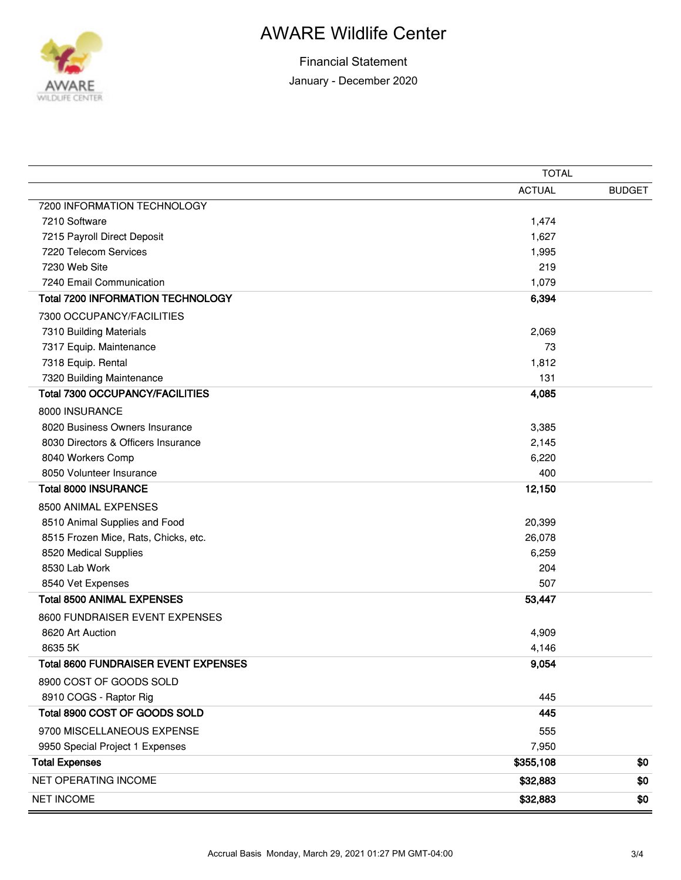# AWARE Wildlife Center

Financial Statement

January - December 2020

| | TOTAL | |
|---|---|---|
| | ACTUAL | BUDGET |
| 7200 INFORMATION TECHNOLOGY | | |
| 7210 Software | 1,474 | |
| 7215 Payroll Direct Deposit | 1,627 | |
| 7220 Telecom Services | 1,995 | |
| 7230 Web Site | 219 | |
| 7240 Email Communication | 1,079 | |
| **Total 7200 INFORMATION TECHNOLOGY** | **6,394** | |
| 7300 OCCUPANCY/FACILITIES | | |
| 7310 Building Materials | 2,069 | |
| 7317 Equip. Maintenance | 73 | |
| 7318 Equip. Rental | 1,812 | |
| 7320 Building Maintenance | 131 | |
| **Total 7300 OCCUPANCY/FACILITIES** | **4,085** | |
| 8000 INSURANCE | | |
| 8020 Business Owners Insurance | 3,385 | |
| 8030 Directors & Officers Insurance | 2,145 | |
| 8040 Workers Comp | 6,220 | |
| 8050 Volunteer Insurance | 400 | |
| **Total 8000 INSURANCE** | **12,150** | |
| 8500 ANIMAL EXPENSES | | |
| 8510 Animal Supplies and Food | 20,399 | |
| 8515 Frozen Mice, Rats, Chicks, etc. | 26,078 | |
| 8520 Medical Supplies | 6,259 | |
| 8530 Lab Work | 204 | |
| 8540 Vet Expenses | 507 | |
| **Total 8500 ANIMAL EXPENSES** | **53,447** | |
| 8600 FUNDRAISER EVENT EXPENSES | | |
| 8620 Art Auction | 4,909 | |
| 8635 5K | 4,146 | |
| **Total 8600 FUNDRAISER EVENT EXPENSES** | **9,054** | |
| 8900 COST OF GOODS SOLD | | |
| 8910 COGS - Raptor Rig | 445 | |
| **Total 8900 COST OF GOODS SOLD** | **445** | |
| 9700 MISCELLANEOUS EXPENSE | 555 | |
| 9950 Special Project 1 Expenses | 7,950 | |
| **Total Expenses** | **$355,108** | **$0** |
| NET OPERATING INCOME | **$32,883** | **$0** |
| NET INCOME | **$32,883** | **$0** |

Accrual Basis Monday, March 29, 2021 01:27 PM GMT-04:00